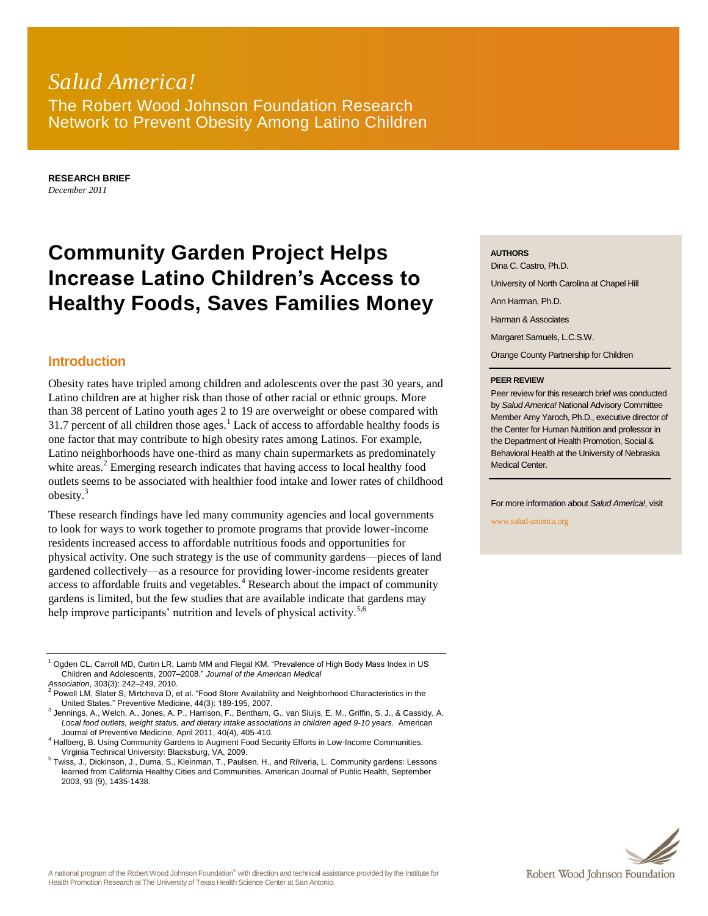*Salud America!*

The Robert Wood Johnson Foundation Research Network to Prevent Obesity Among Latino Children

**RESEARCH BRIEF**
*December 2011*

# Community Garden Project Helps Increase Latino Children's Access to Healthy Foods, Saves Families Money

## Introduction

Obesity rates have tripled among children and adolescents over the past 30 years, and Latino children are at higher risk than those of other racial or ethnic groups. More than 38 percent of Latino youth ages 2 to 19 are overweight or obese compared with 31.7 percent of all children those ages.[1] Lack of access to affordable healthy foods is one factor that may contribute to high obesity rates among Latinos. For example, Latino neighborhoods have one-third as many chain supermarkets as predominately white areas.[2] Emerging research indicates that having access to local healthy food outlets seems to be associated with healthier food intake and lower rates of childhood obesity.[3]

These research findings have led many community agencies and local governments to look for ways to work together to promote programs that provide lower-income residents increased access to affordable nutritious foods and opportunities for physical activity. One such strategy is the use of community gardens—pieces of land gardened collectively—as a resource for providing lower-income residents greater access to affordable fruits and vegetables.[4] Research about the impact of community gardens is limited, but the few studies that are available indicate that gardens may help improve participants' nutrition and levels of physical activity.[5,6]

**AUTHORS**

Dina C. Castro, Ph.D.

University of North Carolina at Chapel Hill

Ann Harman, Ph.D.

Harman & Associates

Margaret Samuels, L.C.S.W.

Orange County Partnership for Children

**PEER REVIEW**

Peer review for this research brief was conducted by *Salud America!* National Advisory Committee Member Amy Yaroch, Ph.D., executive director of the Center for Human Nutrition and professor in the Department of Health Promotion, Social & Behavioral Health at the University of Nebraska Medical Center.

For more information about *Salud America!*, visit

www.salud-america.org

---

[1] Ogden CL, Carroll MD, Curtin LR, Lamb MM and Flegal KM. "Prevalence of High Body Mass Index in US Children and Adolescents, 2007–2008." *Journal of the American Medical Association*, 303(3): 242–249, 2010.

[2] Powell LM, Slater S, Mirtcheva D, et al. "Food Store Availability and Neighborhood Characteristics in the United States." Preventive Medicine, 44(3): 189-195, 2007.

[3] Jennings, A., Welch, A., Jones, A. P., Harrison, F., Bentham, G., van Sluijs, E. M., Griffin, S. J., & Cassidy, A. *Local food outlets, weight status, and dietary intake associations in children aged 9-10 years.* American Journal of Preventive Medicine, April 2011, 40(4), 405-410.

[4] Hallberg, B. Using Community Gardens to Augment Food Security Efforts in Low-Income Communities. Virginia Technical University: Blacksburg, VA, 2009.

[5] Twiss, J., Dickinson, J., Duma, S., Kleinman, T., Paulsen, H., and Rilveria, L. Community gardens: Lessons learned from California Healthy Cities and Communities. American Journal of Public Health, September 2003, 93 (9), 1435-1438.

A national program of the Robert Wood Johnson Foundation® with direction and technical assistance provided by the Institute for Health Promotion Research at The University of Texas Health Science Center at San Antonio.

Robert Wood Johnson Foundation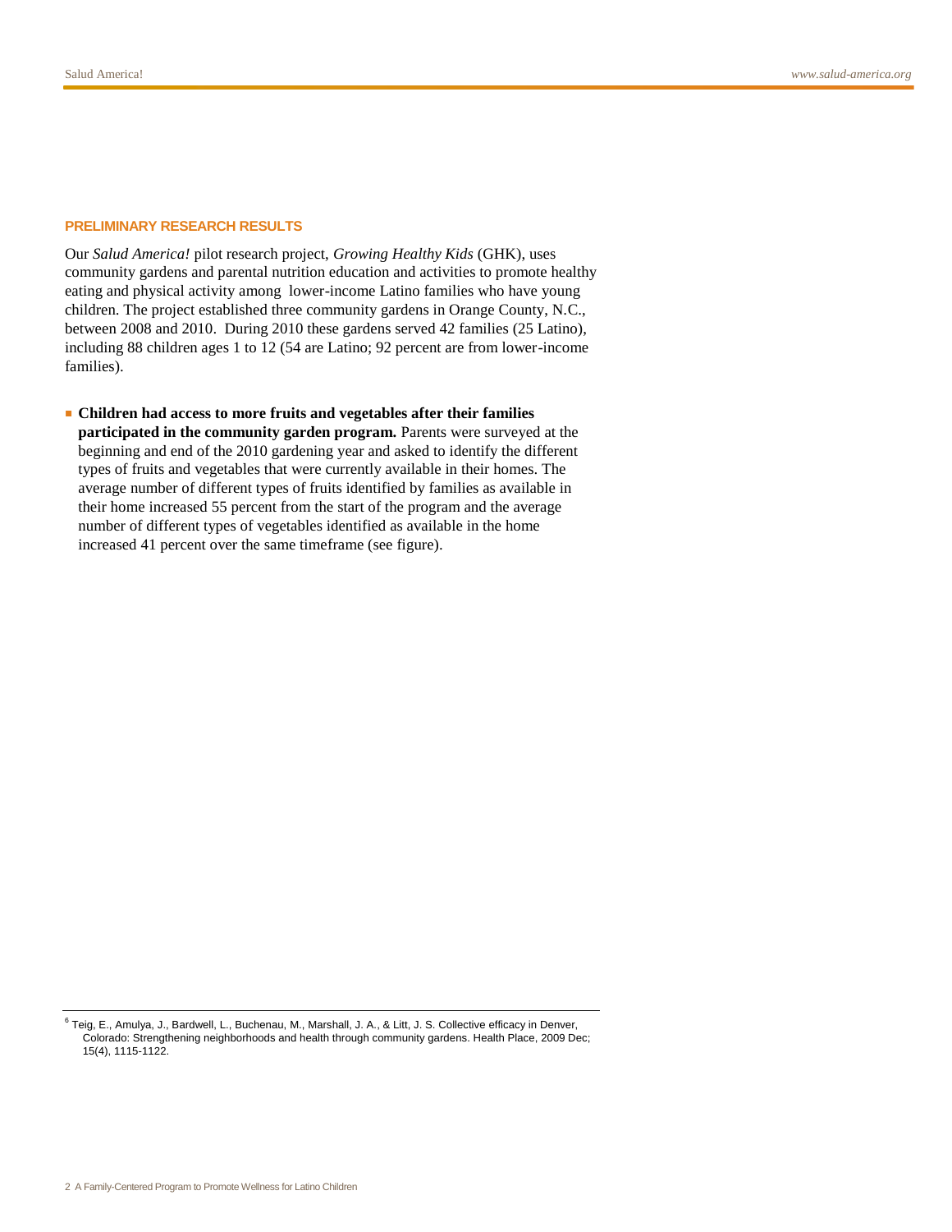### PRELIMINARY RESEARCH RESULTS

Our *Salud America!* pilot research project, *Growing Healthy Kids* (GHK), uses community gardens and parental nutrition education and activities to promote healthy eating and physical activity among lower-income Latino families who have young children. The project established three community gardens in Orange County, N.C., between 2008 and 2010. During 2010 these gardens served 42 families (25 Latino), including 88 children ages 1 to 12 (54 are Latino; 92 percent are from lower-income families).

- **Children had access to more fruits and vegetables after their families participated in the community garden program.** Parents were surveyed at the beginning and end of the 2010 gardening year and asked to identify the different types of fruits and vegetables that were currently available in their homes. The average number of different types of fruits identified by families as available in their home increased 55 percent from the start of the program and the average number of different types of vegetables identified as available in the home increased 41 percent over the same timeframe (see figure).

[6] Teig, E., Amulya, J., Bardwell, L., Buchenau, M., Marshall, J. A., & Litt, J. S. Collective efficacy in Denver, Colorado: Strengthening neighborhoods and health through community gardens. Health Place, 2009 Dec; 15(4), 1115-1122.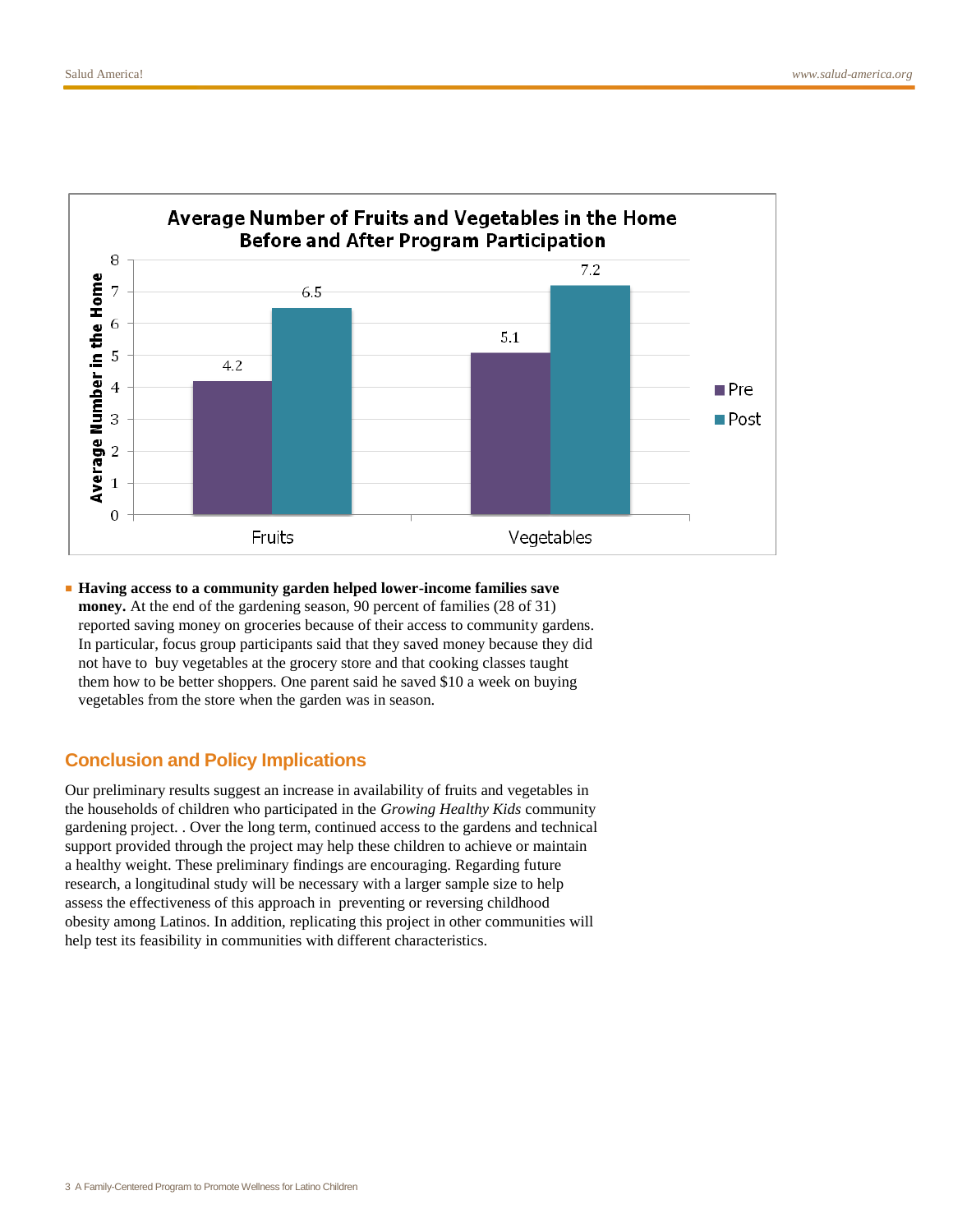Average Number of Fruits and Vegetables in the Home Before and After Program Participation

Average Number in the Home

8
7
6
5
4
3
2
1
0

4.2
6.5
5.1
7.2

Fruits
Vegetables

Pre
Post

- **Having access to a community garden helped lower-income families save money.** At the end of the gardening season, 90 percent of families (28 of 31) reported saving money on groceries because of their access to community gardens. In particular, focus group participants said that they saved money because they did not have to buy vegetables at the grocery store and that cooking classes taught them how to be better shoppers. One parent said he saved $10 a week on buying vegetables from the store when the garden was in season.

## Conclusion and Policy Implications

Our preliminary results suggest an increase in availability of fruits and vegetables in the households of children who participated in the *Growing Healthy Kids* community gardening project. . Over the long term, continued access to the gardens and technical support provided through the project may help these children to achieve or maintain a healthy weight. These preliminary findings are encouraging. Regarding future research, a longitudinal study will be necessary with a larger sample size to help assess the effectiveness of this approach in preventing or reversing childhood obesity among Latinos. In addition, replicating this project in other communities will help test its feasibility in communities with different characteristics.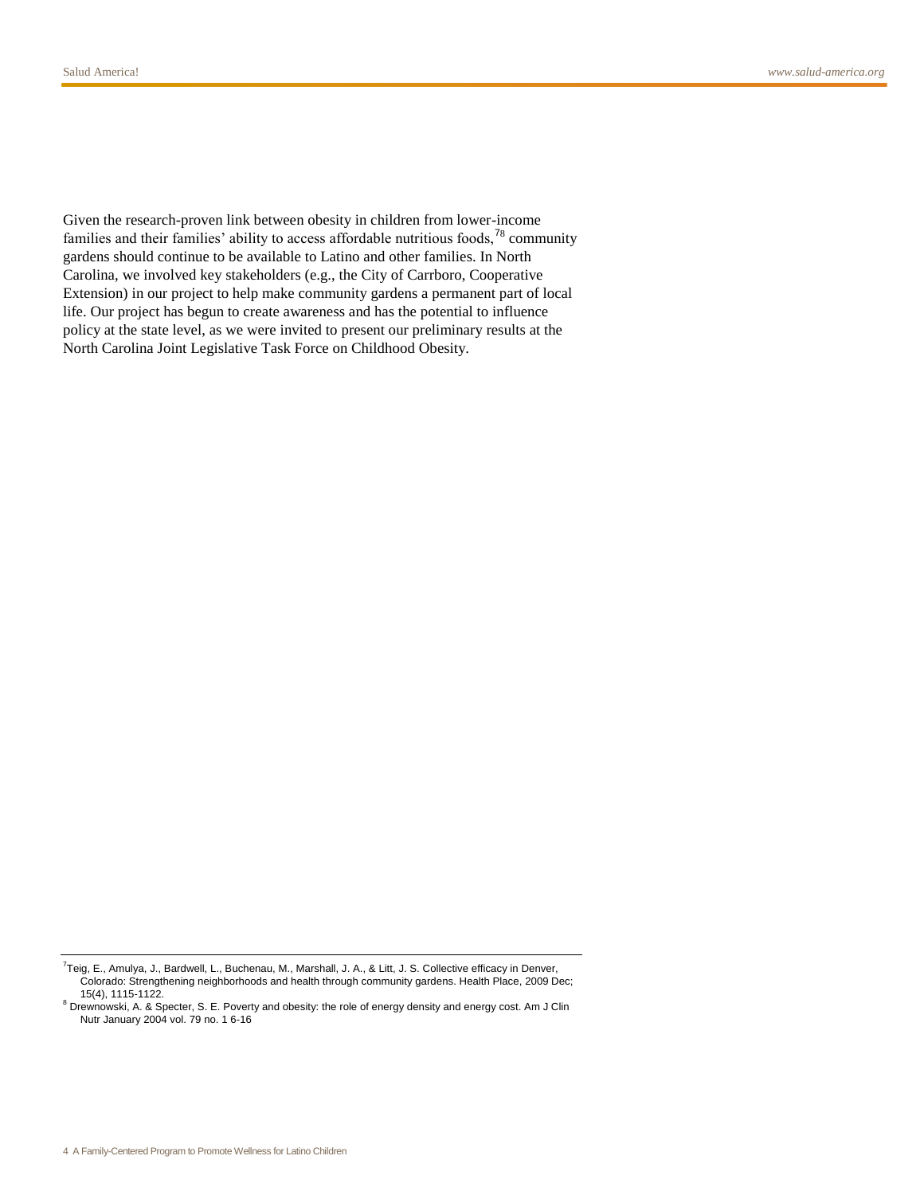Given the research-proven link between obesity in children from lower-income families and their families' ability to access affordable nutritious foods,[7,8] community gardens should continue to be available to Latino and other families. In North Carolina, we involved key stakeholders (e.g., the City of Carrboro, Cooperative Extension) in our project to help make community gardens a permanent part of local life. Our project has begun to create awareness and has the potential to influence policy at the state level, as we were invited to present our preliminary results at the North Carolina Joint Legislative Task Force on Childhood Obesity.

---

[7] Teig, E., Amulya, J., Bardwell, L., Buchenau, M., Marshall, J. A., & Litt, J. S. Collective efficacy in Denver, Colorado: Strengthening neighborhoods and health through community gardens. Health Place, 2009 Dec; 15(4), 1115-1122.

[8] Drewnowski, A. & Specter, S. E. Poverty and obesity: the role of energy density and energy cost. Am J Clin Nutr January 2004 vol. 79 no. 1 6-16